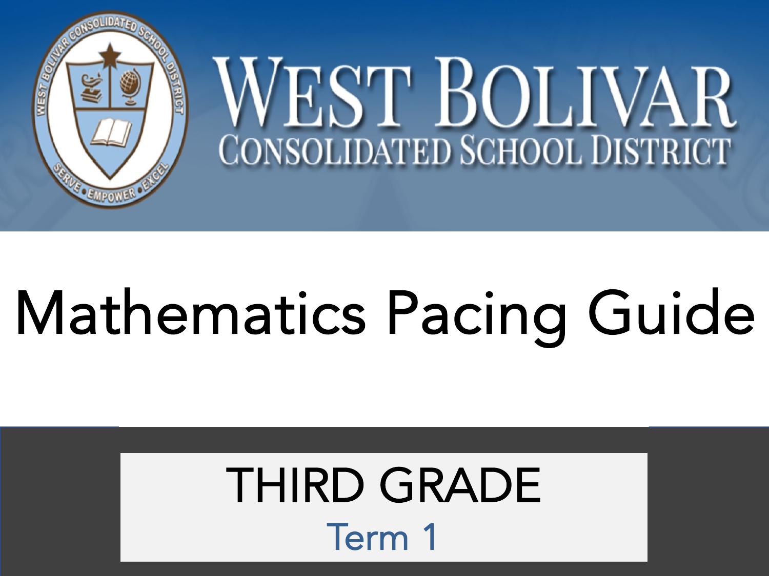# WEST BOLIVAR CONSOLIDATED SCHOOL DISTRICT

# Mathematics Pacing Guide

## THIRD GRADE

### Term 1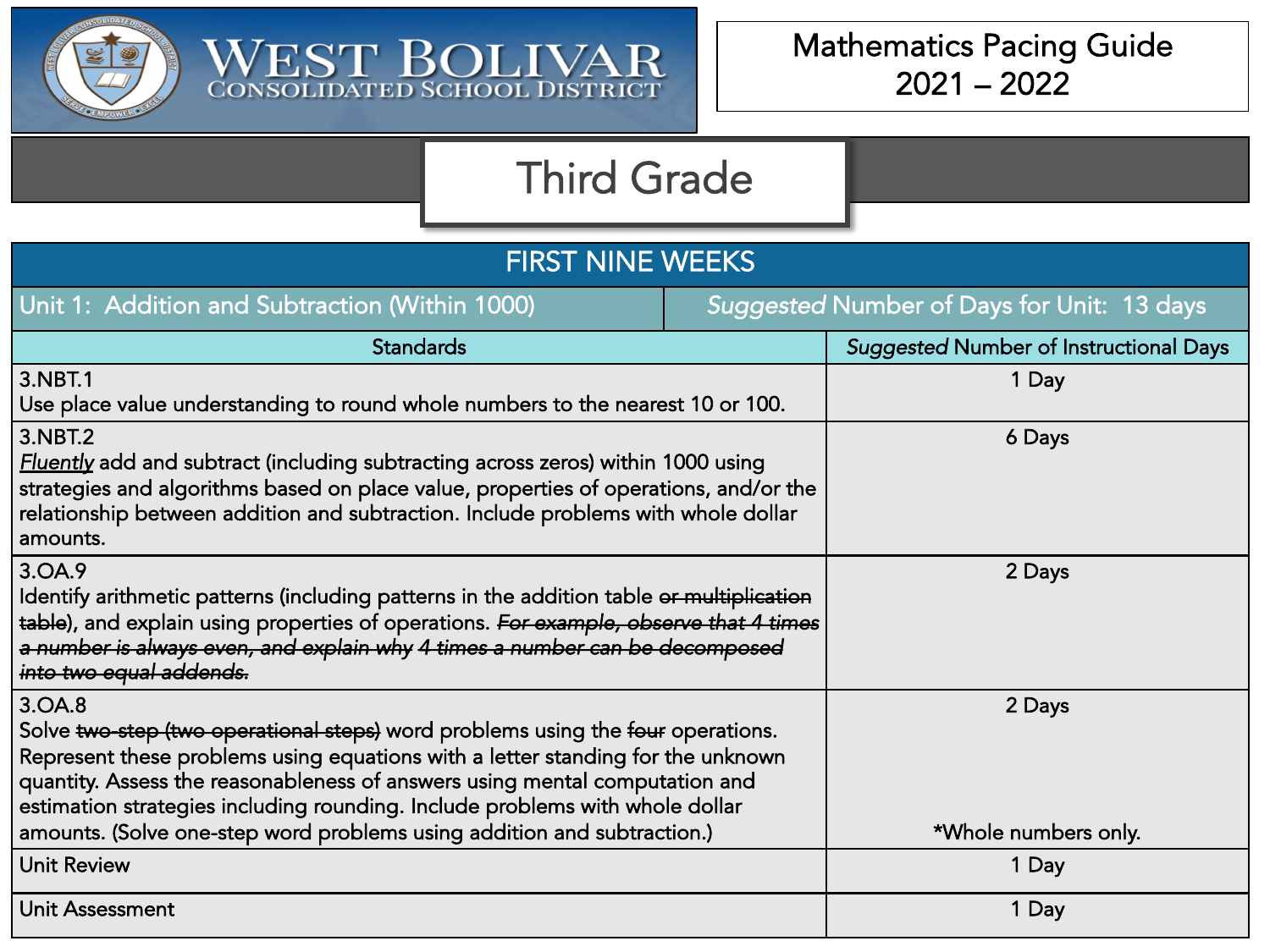# WEST BOLIVAR CONSOLIDATED SCHOOL DISTRICT

**Mathematics Pacing Guide 2021 – 2022**

## Third Grade

| FIRST NINE WEEKS | |
|---|---|
| Unit 1: Addition and Subtraction (Within 1000) | *Suggested* Number of Days for Unit: 13 days |
| Standards | *Suggested* Number of Instructional Days |
| 3.NBT.1<br>Use place value understanding to round whole numbers to the nearest 10 or 100. | 1 Day |
| 3.NBT.2<br>***Fluently*** add and subtract (including subtracting across zeros) within 1000 using strategies and algorithms based on place value, properties of operations, and/or the relationship between addition and subtraction. Include problems with whole dollar amounts. | 6 Days |
| 3.OA.9<br>Identify arithmetic patterns (including patterns in the addition table ~~or multiplication table~~), and explain using properties of operations. ~~*For example, observe that 4 times a number is always even, and explain why 4 times a number can be decomposed into two equal addends.*~~ | 2 Days |
| 3.OA.8<br>Solve ~~two-step (two operational steps)~~ word problems using the ~~four~~ operations. Represent these problems using equations with a letter standing for the unknown quantity. Assess the reasonableness of answers using mental computation and estimation strategies including rounding. Include problems with whole dollar amounts. (Solve one-step word problems using addition and subtraction.) | 2 Days<br><br>*Whole numbers only. |
| Unit Review | 1 Day |
| Unit Assessment | 1 Day |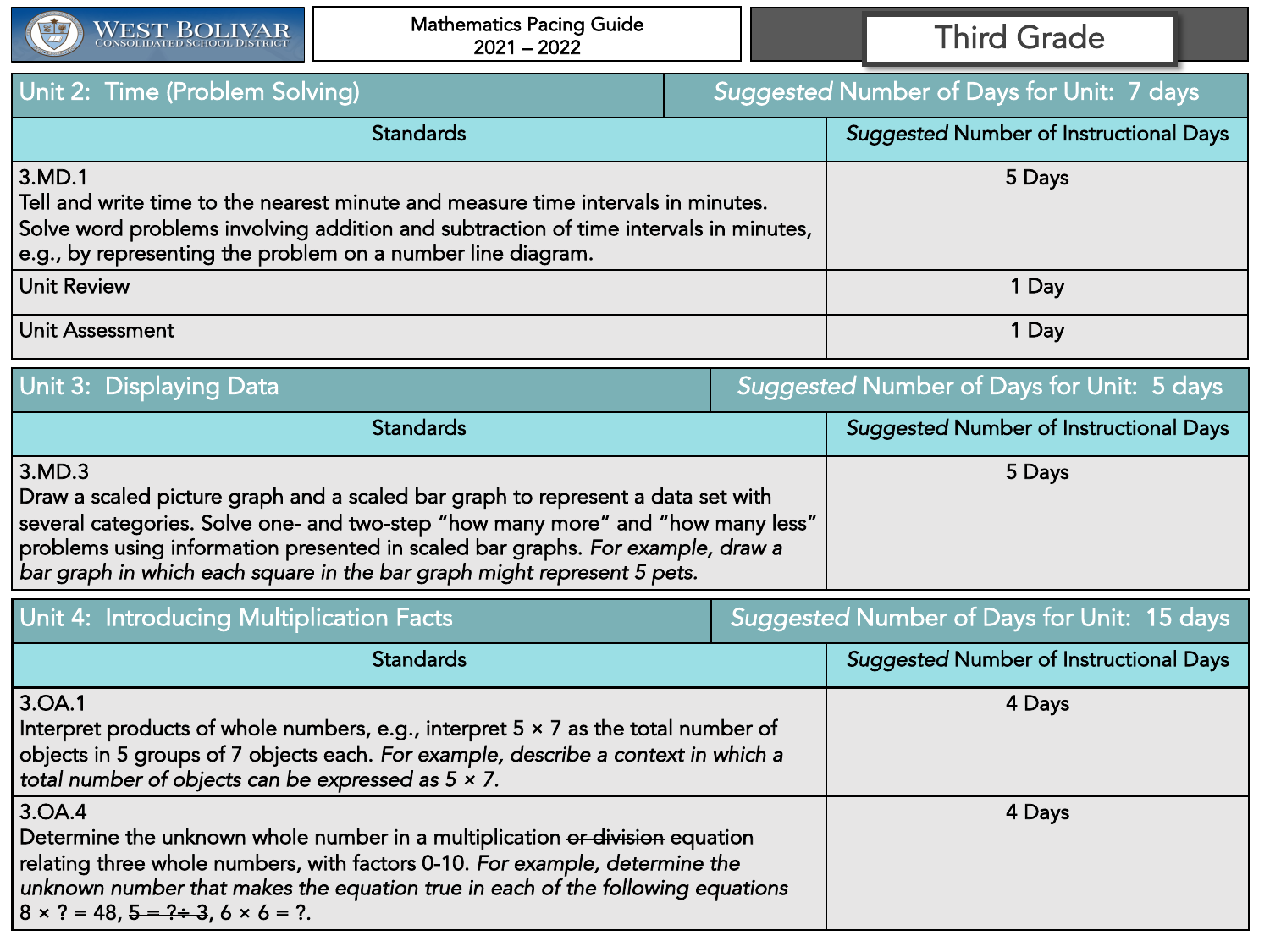| Unit 2: Time (Problem Solving) | *Suggested* Number of Days for Unit: 7 days |
|---|---|
| **Standards** | ***Suggested* Number of Instructional Days** |
| 3.MD.1<br>Tell and write time to the nearest minute and measure time intervals in minutes. Solve word problems involving addition and subtraction of time intervals in minutes, e.g., by representing the problem on a number line diagram. | 5 Days |
| Unit Review | 1 Day |
| Unit Assessment | 1 Day |

| Unit 3: Displaying Data | *Suggested* Number of Days for Unit: 5 days |
|---|---|
| **Standards** | ***Suggested* Number of Instructional Days** |
| 3.MD.3<br>Draw a scaled picture graph and a scaled bar graph to represent a data set with several categories. Solve one- and two-step “how many more” and “how many less” problems using information presented in scaled bar graphs. *For example, draw a bar graph in which each square in the bar graph might represent 5 pets.* | 5 Days |

| Unit 4: Introducing Multiplication Facts | *Suggested* Number of Days for Unit: 15 days |
|---|---|
| **Standards** | ***Suggested* Number of Instructional Days** |
| 3.OA.1<br>Interpret products of whole numbers, e.g., interpret 5 × 7 as the total number of objects in 5 groups of 7 objects each. *For example, describe a context in which a total number of objects can be expressed as 5 × 7.* | 4 Days |
| 3.OA.4<br>Determine the unknown whole number in a multiplication ~~or division~~ equation relating three whole numbers, with factors 0-10. *For example, determine the unknown number that makes the equation true in each of the following equations* 8 × ? = 48, ~~5 = ? ÷ 3~~, 6 × 6 = ?. | 4 Days |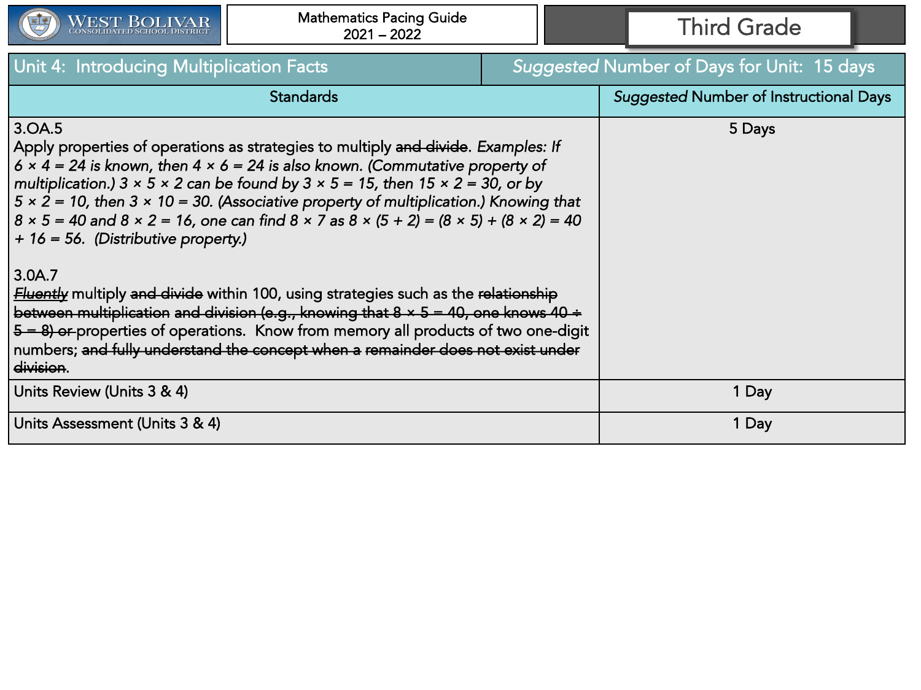| Unit 4: Introducing Multiplication Facts | *Suggested* Number of Days for Unit: 15 days |
|---|---|
| Standards | *Suggested* Number of Instructional Days |
| 3.OA.5<br>Apply properties of operations as strategies to multiply ~~and divide~~. *Examples: If 6 × 4 = 24 is known, then 4 × 6 = 24 is also known. (Commutative property of multiplication.) 3 × 5 × 2 can be found by 3 × 5 = 15, then 15 × 2 = 30, or by 5 × 2 = 10, then 3 × 10 = 30. (Associative property of multiplication.) Knowing that 8 × 5 = 40 and 8 × 2 = 16, one can find 8 × 7 as 8 × (5 + 2) = (8 × 5) + (8 × 2) = 40 + 16 = 56. (Distributive property.)*<br><br>3.0A.7<br>*~~Fluently~~* multiply ~~and divide~~ within 100, using strategies such as the ~~relationship between multiplication and division (e.g., knowing that 8 × 5 = 40, one knows 40 ÷ 5 = 8) or~~ properties of operations. Know from memory all products of two one-digit numbers; ~~and fully understand the concept when a remainder does not exist under division~~. | 5 Days |
| Units Review (Units 3 & 4) | 1 Day |
| Units Assessment (Units 3 & 4) | 1 Day |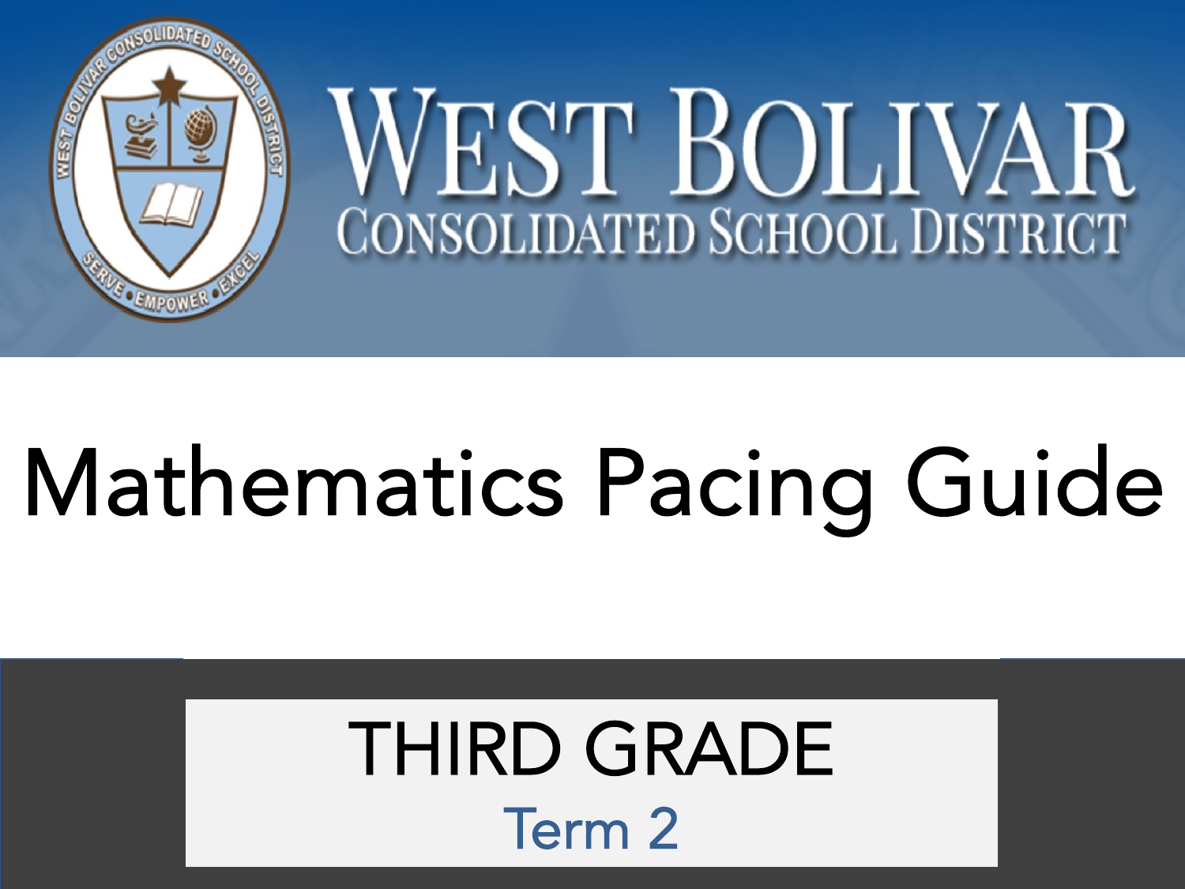# West Bolivar Consolidated School District

# Mathematics Pacing Guide

## THIRD GRADE

### Term 2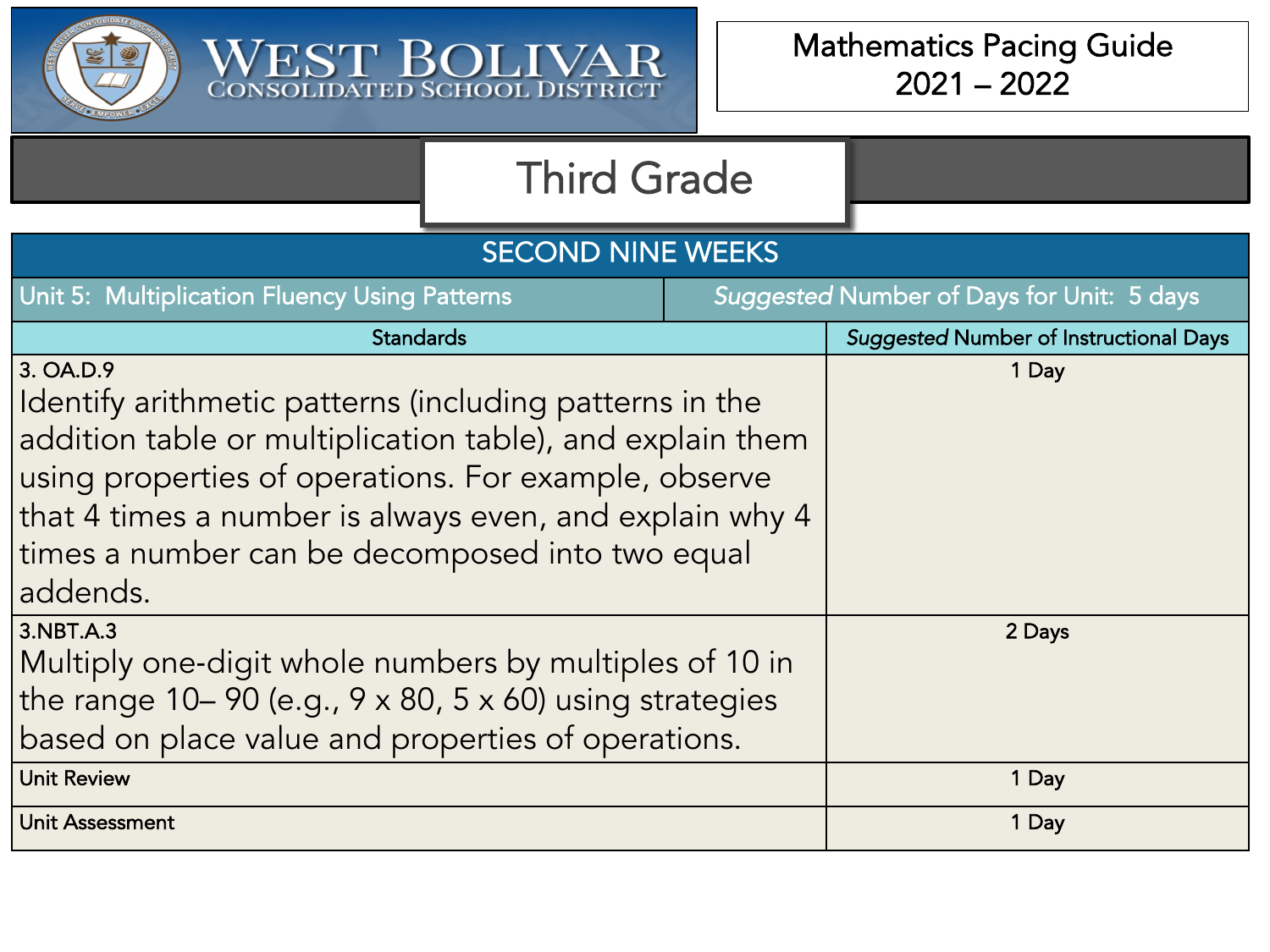West Bolivar Consolidated School District

Mathematics Pacing Guide 2021 – 2022

# Third Grade

| SECOND NINE WEEKS | |
|---|---|
| Unit 5: Multiplication Fluency Using Patterns | *Suggested* Number of Days for Unit: 5 days |
| **Standards** | ***Suggested* Number of Instructional Days** |
| 3. OA.D.9<br>Identify arithmetic patterns (including patterns in the addition table or multiplication table), and explain them using properties of operations. For example, observe that 4 times a number is always even, and explain why 4 times a number can be decomposed into two equal addends. | 1 Day |
| 3.NBT.A.3<br>Multiply one-digit whole numbers by multiples of 10 in the range 10– 90 (e.g., 9 x 80, 5 x 60) using strategies based on place value and properties of operations. | 2 Days |
| Unit Review | 1 Day |
| Unit Assessment | 1 Day |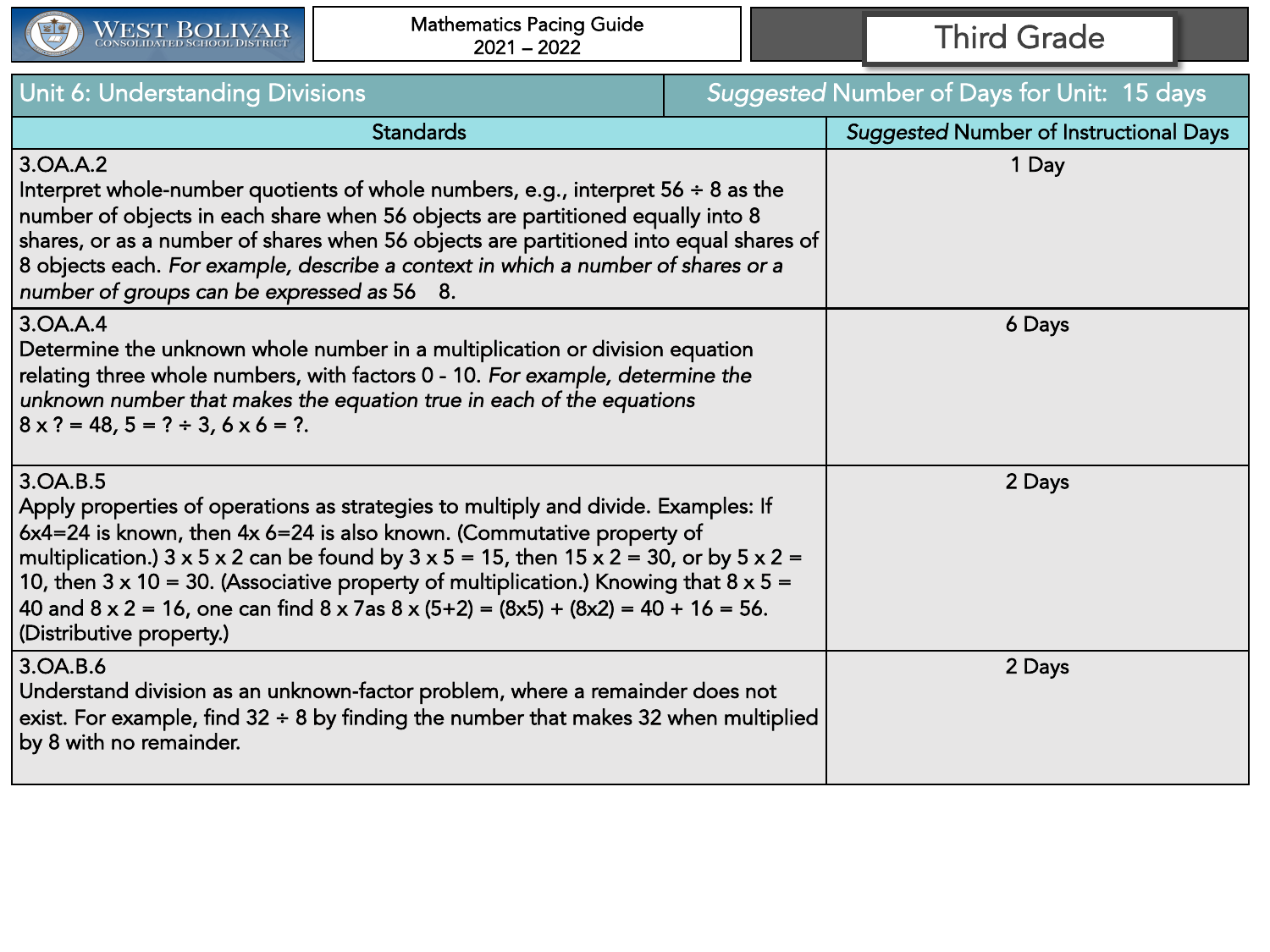West Bolivar Consolidated School District

Mathematics Pacing Guide
2021 – 2022

Third Grade

| Unit 6: Understanding Divisions | *Suggested* Number of Days for Unit: 15 days |
|---|---|
| **Standards** | ***Suggested* Number of Instructional Days** |
| 3.OA.A.2<br>Interpret whole-number quotients of whole numbers, e.g., interpret 56 ÷ 8 as the number of objects in each share when 56 objects are partitioned equally into 8 shares, or as a number of shares when 56 objects are partitioned into equal shares of 8 objects each. *For example, describe a context in which a number of shares or a number of groups can be expressed as* 56 8. | 1 Day |
| 3.OA.A.4<br>Determine the unknown whole number in a multiplication or division equation relating three whole numbers, with factors 0 - 10. *For example, determine the unknown number that makes the equation true in each of the equations*<br>8 x ? = 48, 5 = ? ÷ 3, 6 x 6 = ?. | 6 Days |
| 3.OA.B.5<br>Apply properties of operations as strategies to multiply and divide. Examples: If 6x4=24 is known, then 4x 6=24 is also known. (Commutative property of multiplication.) 3 x 5 x 2 can be found by 3 x 5 = 15, then 15 x 2 = 30, or by 5 x 2 = 10, then 3 x 10 = 30. (Associative property of multiplication.) Knowing that 8 x 5 = 40 and 8 x 2 = 16, one can find 8 x 7as 8 x (5+2) = (8x5) + (8x2) = 40 + 16 = 56. (Distributive property.) | 2 Days |
| 3.OA.B.6<br>Understand division as an unknown-factor problem, where a remainder does not exist. For example, find 32 ÷ 8 by finding the number that makes 32 when multiplied by 8 with no remainder. | 2 Days |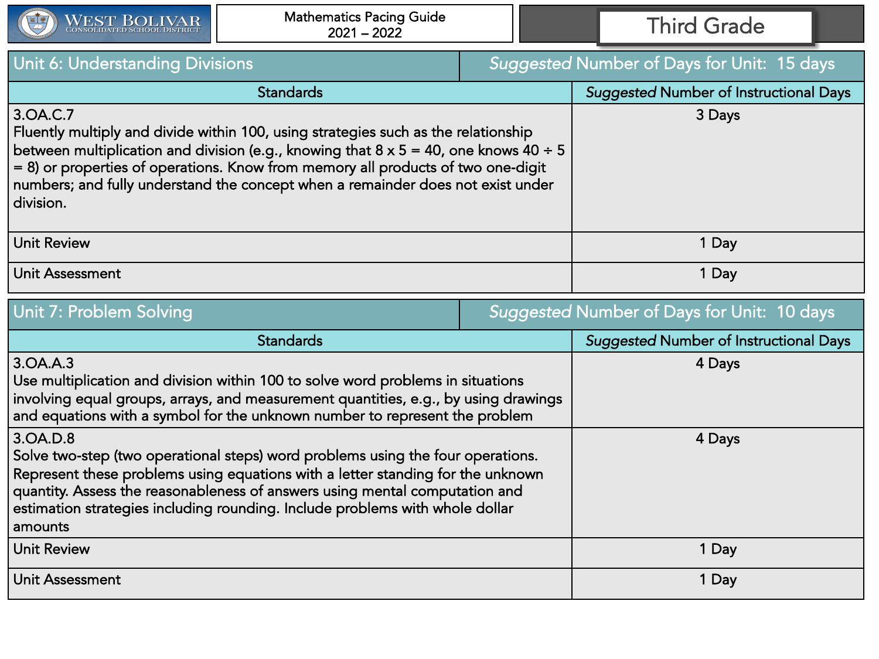| Unit 6: Understanding Divisions | *Suggested* Number of Days for Unit: 15 days |
|---|---|
| **Standards** | ***Suggested* Number of Instructional Days** |
| 3.OA.C.7<br>Fluently multiply and divide within 100, using strategies such as the relationship between multiplication and division (e.g., knowing that 8 x 5 = 40, one knows 40 ÷ 5 = 8) or properties of operations. Know from memory all products of two one-digit numbers; and fully understand the concept when a remainder does not exist under division. | 3 Days |
| Unit Review | 1 Day |
| Unit Assessment | 1 Day |

| Unit 7: Problem Solving | *Suggested* Number of Days for Unit: 10 days |
|---|---|
| **Standards** | ***Suggested* Number of Instructional Days** |
| 3.OA.A.3<br>Use multiplication and division within 100 to solve word problems in situations involving equal groups, arrays, and measurement quantities, e.g., by using drawings and equations with a symbol for the unknown number to represent the problem | 4 Days |
| 3.OA.D.8<br>Solve two-step (two operational steps) word problems using the four operations. Represent these problems using equations with a letter standing for the unknown quantity. Assess the reasonableness of answers using mental computation and estimation strategies including rounding. Include problems with whole dollar amounts | 4 Days |
| Unit Review | 1 Day |
| Unit Assessment | 1 Day |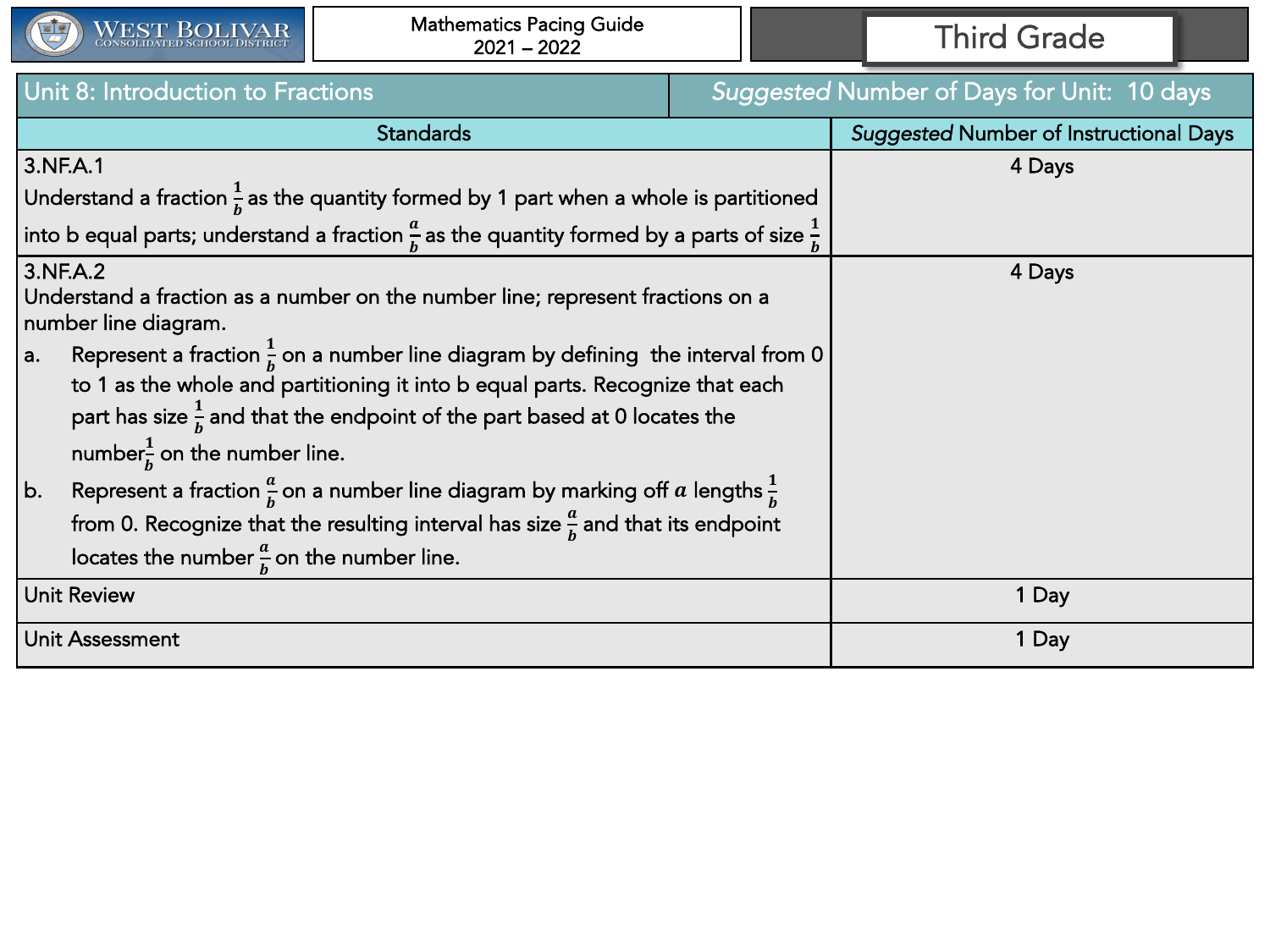| Unit 8: Introduction to Fractions | *Suggested* Number of Days for Unit: 10 days |
|---|---|
| **Standards** | ***Suggested* Number of Instructional Days** |
| 3.NF.A.1<br>Understand a fraction $\frac{1}{b}$ as the quantity formed by 1 part when a whole is partitioned into b equal parts; understand a fraction $\frac{a}{b}$ as the quantity formed by a parts of size $\frac{1}{b}$ | 4 Days |
| 3.NF.A.2<br>Understand a fraction as a number on the number line; represent fractions on a number line diagram.<br>a. Represent a fraction $\frac{1}{b}$ on a number line diagram by defining the interval from 0 to 1 as the whole and partitioning it into b equal parts. Recognize that each part has size $\frac{1}{b}$ and that the endpoint of the part based at 0 locates the number $\frac{1}{b}$ on the number line.<br>b. Represent a fraction $\frac{a}{b}$ on a number line diagram by marking off $a$ lengths $\frac{1}{b}$ from 0. Recognize that the resulting interval has size $\frac{a}{b}$ and that its endpoint locates the number $\frac{a}{b}$ on the number line. | 4 Days |
| Unit Review | 1 Day |
| Unit Assessment | 1 Day |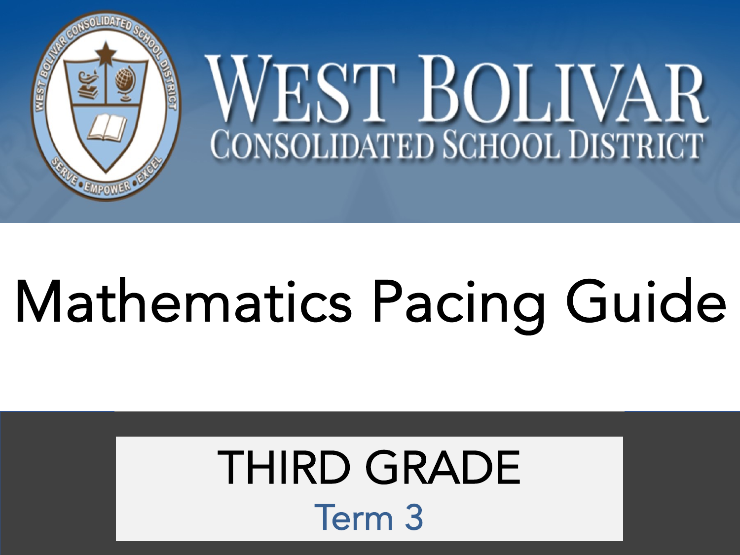# WEST BOLIVAR

## CONSOLIDATED SCHOOL DISTRICT

# Mathematics Pacing Guide

## THIRD GRADE

### Term 3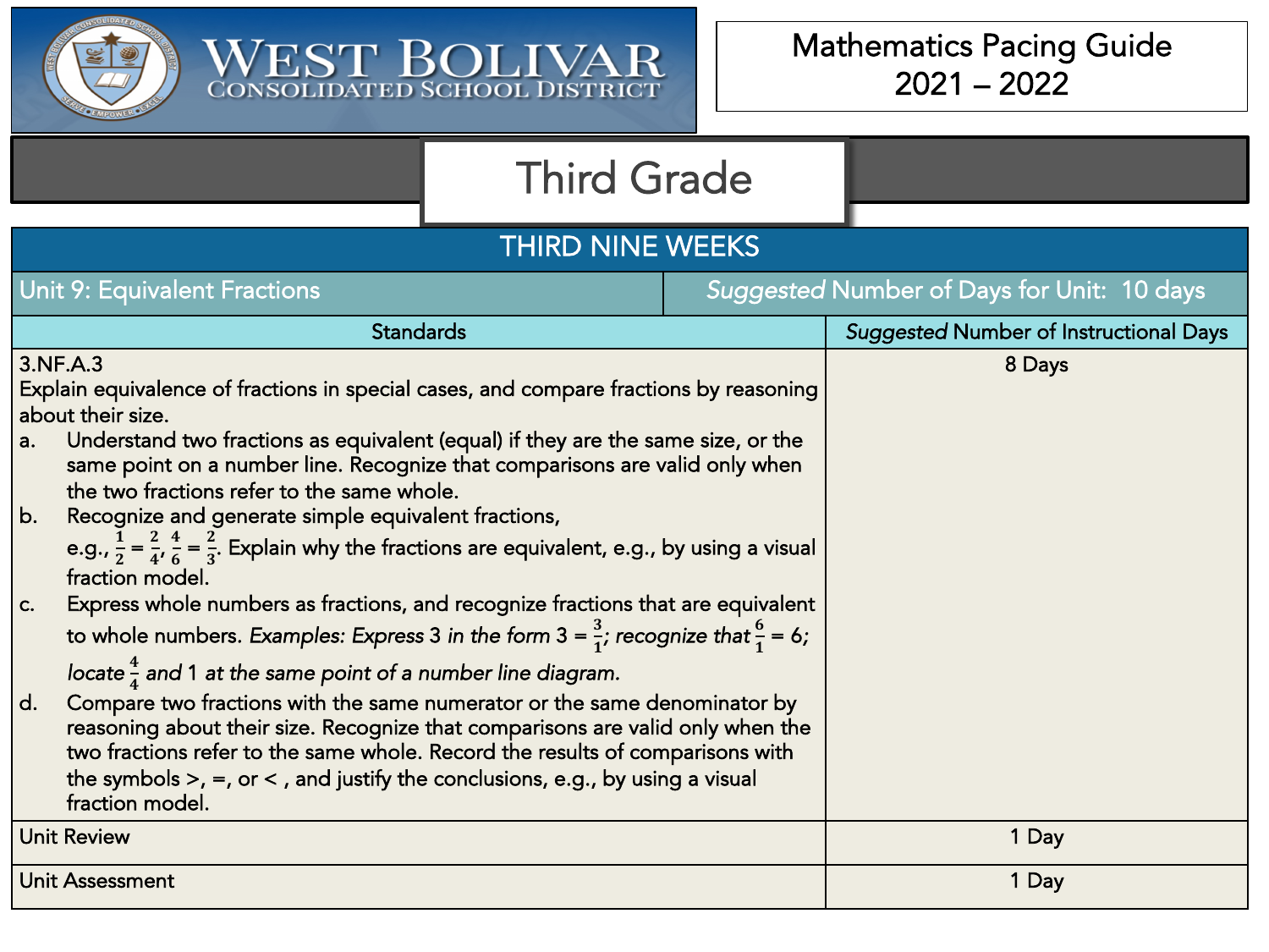# West Bolivar Consolidated School District

## Mathematics Pacing Guide 2021 – 2022

## Third Grade

| THIRD NINE WEEKS | |
|---|---|
| Unit 9: Equivalent Fractions | *Suggested* Number of Days for Unit: 10 days |
| Standards | *Suggested* Number of Instructional Days |
| 3.NF.A.3<br>Explain equivalence of fractions in special cases, and compare fractions by reasoning about their size.<br>a. Understand two fractions as equivalent (equal) if they are the same size, or the same point on a number line. Recognize that comparisons are valid only when the two fractions refer to the same whole.<br>b. Recognize and generate simple equivalent fractions, e.g., $\frac{1}{2} = \frac{2}{4}$, $\frac{4}{6} = \frac{2}{3}$. Explain why the fractions are equivalent, e.g., by using a visual fraction model.<br>c. Express whole numbers as fractions, and recognize fractions that are equivalent to whole numbers. *Examples: Express* 3 *in the form* 3 = $\frac{3}{1}$; *recognize that* $\frac{6}{1}$ = 6; *locate* $\frac{4}{4}$ *and* 1 *at the same point of a number line diagram.*<br>d. Compare two fractions with the same numerator or the same denominator by reasoning about their size. Recognize that comparisons are valid only when the two fractions refer to the same whole. Record the results of comparisons with the symbols >, =, or < , and justify the conclusions, e.g., by using a visual fraction model. | 8 Days |
| Unit Review | 1 Day |
| Unit Assessment | 1 Day |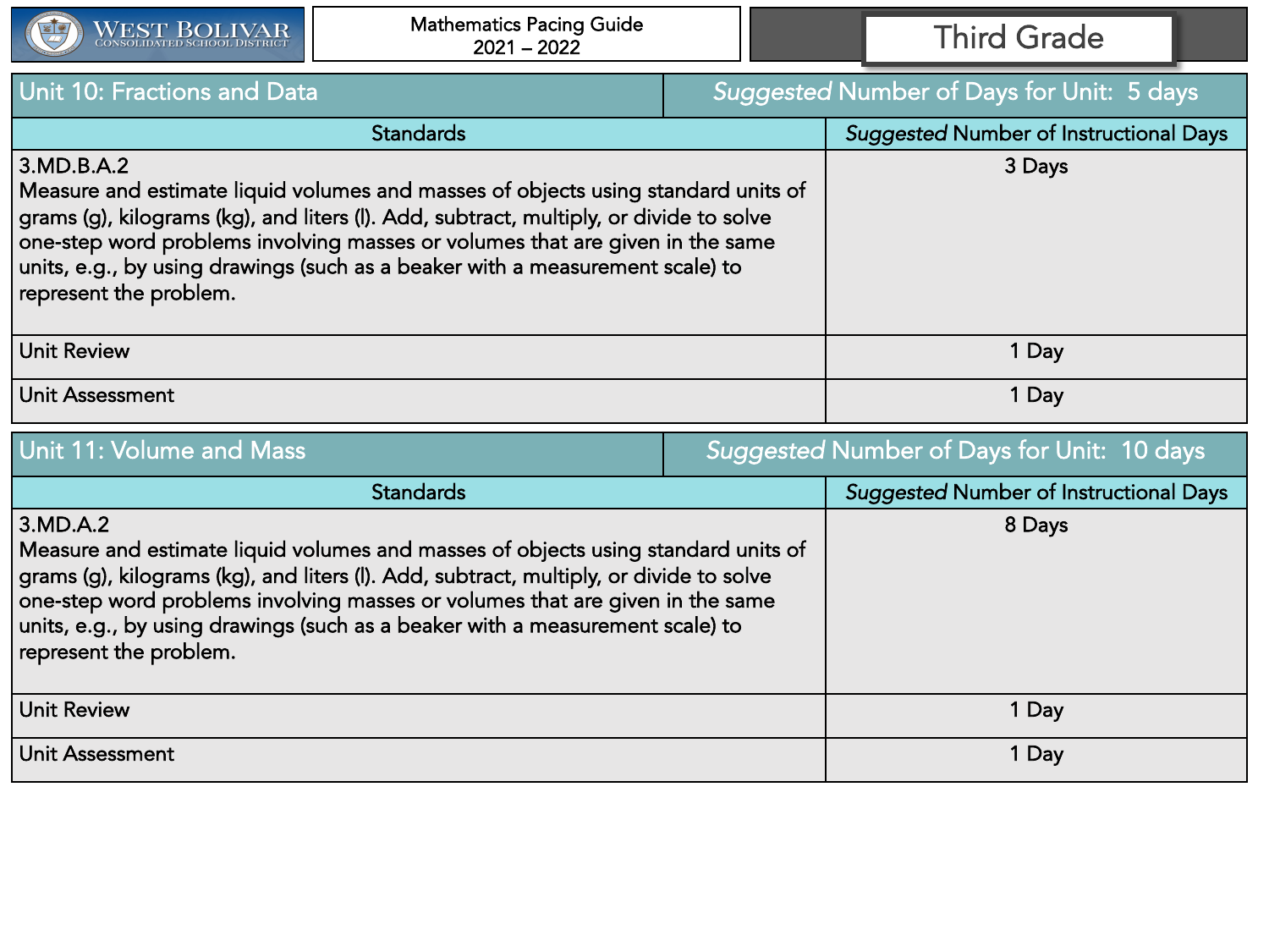| Unit 10: Fractions and Data | *Suggested* Number of Days for Unit: 5 days |
|---|---|
| **Standards** | ***Suggested* Number of Instructional Days** |
| 3.MD.B.A.2<br>Measure and estimate liquid volumes and masses of objects using standard units of grams (g), kilograms (kg), and liters (l). Add, subtract, multiply, or divide to solve one-step word problems involving masses or volumes that are given in the same units, e.g., by using drawings (such as a beaker with a measurement scale) to represent the problem. | 3 Days |
| Unit Review | 1 Day |
| Unit Assessment | 1 Day |

| Unit 11: Volume and Mass | *Suggested* Number of Days for Unit: 10 days |
|---|---|
| **Standards** | ***Suggested* Number of Instructional Days** |
| 3.MD.A.2<br>Measure and estimate liquid volumes and masses of objects using standard units of grams (g), kilograms (kg), and liters (l). Add, subtract, multiply, or divide to solve one-step word problems involving masses or volumes that are given in the same units, e.g., by using drawings (such as a beaker with a measurement scale) to represent the problem. | 8 Days |
| Unit Review | 1 Day |
| Unit Assessment | 1 Day |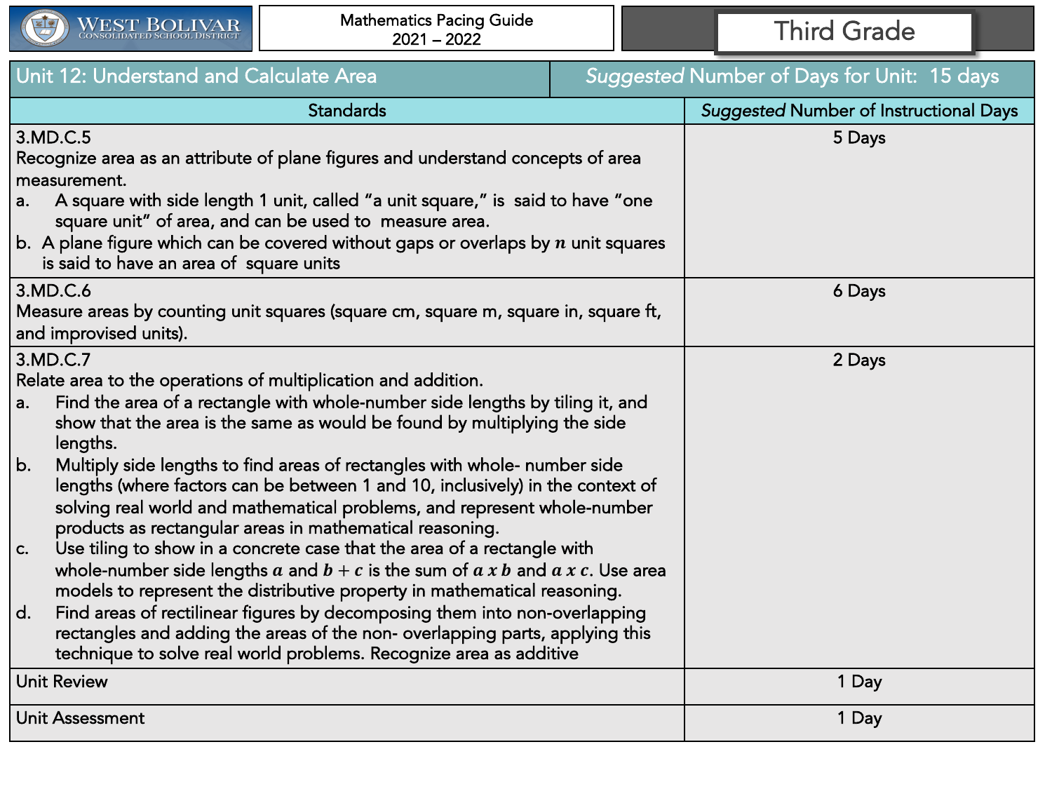West Bolivar Consolidated School District

Mathematics Pacing Guide
2021 – 2022

Third Grade

| Unit 12: Understand and Calculate Area | *Suggested* Number of Days for Unit: 15 days |
|---|---|
| **Standards** | ***Suggested* Number of Instructional Days** |
| 3.MD.C.5<br>Recognize area as an attribute of plane figures and understand concepts of area measurement.<br>a. A square with side length 1 unit, called “a unit square,” is said to have “one square unit” of area, and can be used to measure area.<br>b. A plane figure which can be covered without gaps or overlaps by $n$ unit squares is said to have an area of square units | 5 Days |
| 3.MD.C.6<br>Measure areas by counting unit squares (square cm, square m, square in, square ft, and improvised units). | 6 Days |
| 3.MD.C.7<br>Relate area to the operations of multiplication and addition.<br>a. Find the area of a rectangle with whole-number side lengths by tiling it, and show that the area is the same as would be found by multiplying the side lengths.<br>b. Multiply side lengths to find areas of rectangles with whole- number side lengths (where factors can be between 1 and 10, inclusively) in the context of solving real world and mathematical problems, and represent whole-number products as rectangular areas in mathematical reasoning.<br>c. Use tiling to show in a concrete case that the area of a rectangle with whole-number side lengths $a$ and $b + c$ is the sum of $a \times b$ and $a \times c$. Use area models to represent the distributive property in mathematical reasoning.<br>d. Find areas of rectilinear figures by decomposing them into non-overlapping rectangles and adding the areas of the non- overlapping parts, applying this technique to solve real world problems. Recognize area as additive | 2 Days |
| Unit Review | 1 Day |
| Unit Assessment | 1 Day |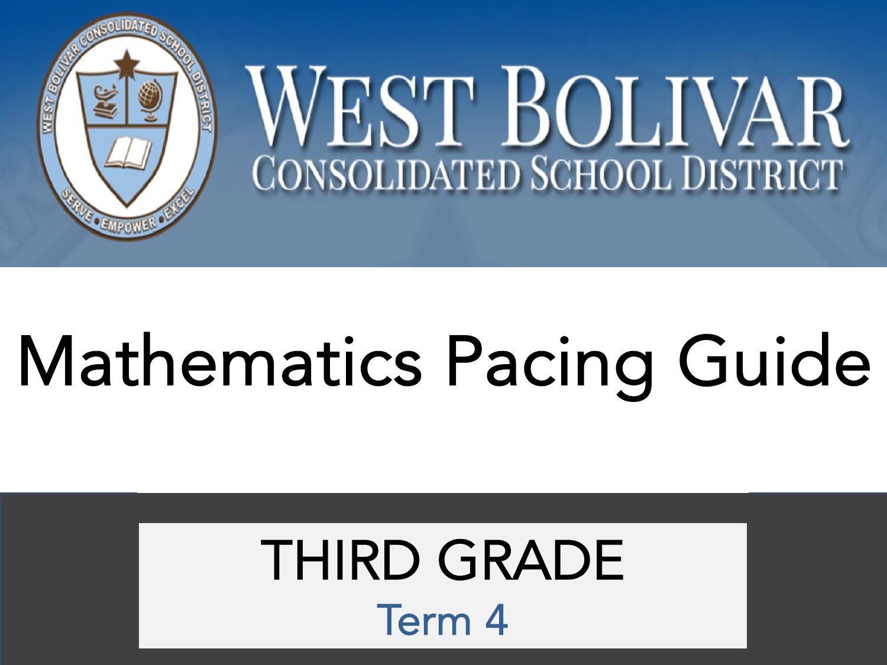# WEST BOLIVAR

## CONSOLIDATED SCHOOL DISTRICT

# Mathematics Pacing Guide

## THIRD GRADE

### Term 4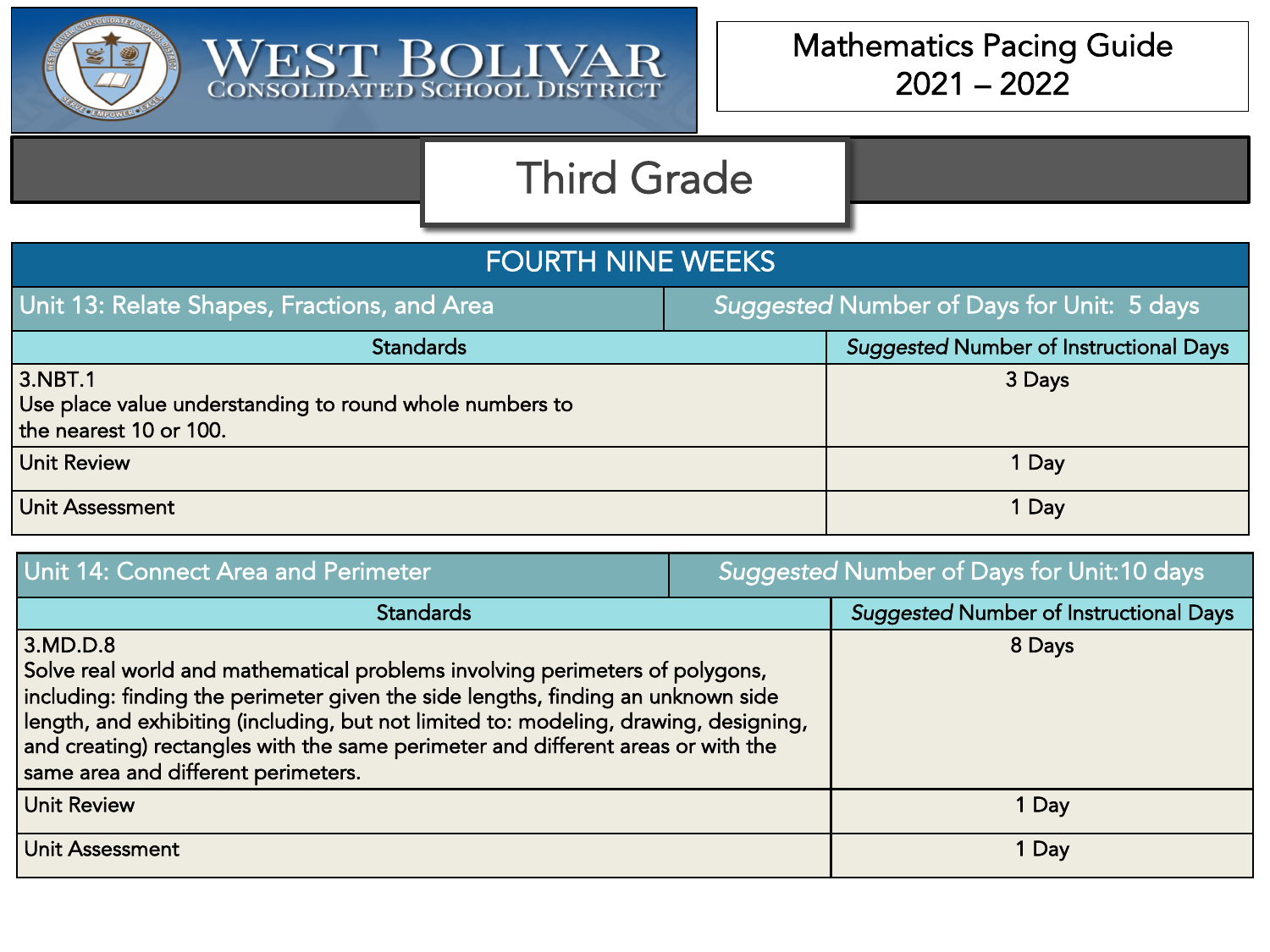# West Bolivar Consolidated School District

## Mathematics Pacing Guide 2021 – 2022

## Third Grade

### FOURTH NINE WEEKS

| Unit 13: Relate Shapes, Fractions, and Area | *Suggested* Number of Days for Unit: 5 days |
|---|---|
| **Standards** | ***Suggested* Number of Instructional Days** |
| 3.NBT.1<br>Use place value understanding to round whole numbers to the nearest 10 or 100. | 3 Days |
| Unit Review | 1 Day |
| Unit Assessment | 1 Day |

| Unit 14: Connect Area and Perimeter | *Suggested* Number of Days for Unit:10 days |
|---|---|
| **Standards** | ***Suggested* Number of Instructional Days** |
| 3.MD.D.8<br>Solve real world and mathematical problems involving perimeters of polygons, including: finding the perimeter given the side lengths, finding an unknown side length, and exhibiting (including, but not limited to: modeling, drawing, designing, and creating) rectangles with the same perimeter and different areas or with the same area and different perimeters. | 8 Days |
| Unit Review | 1 Day |
| Unit Assessment | 1 Day |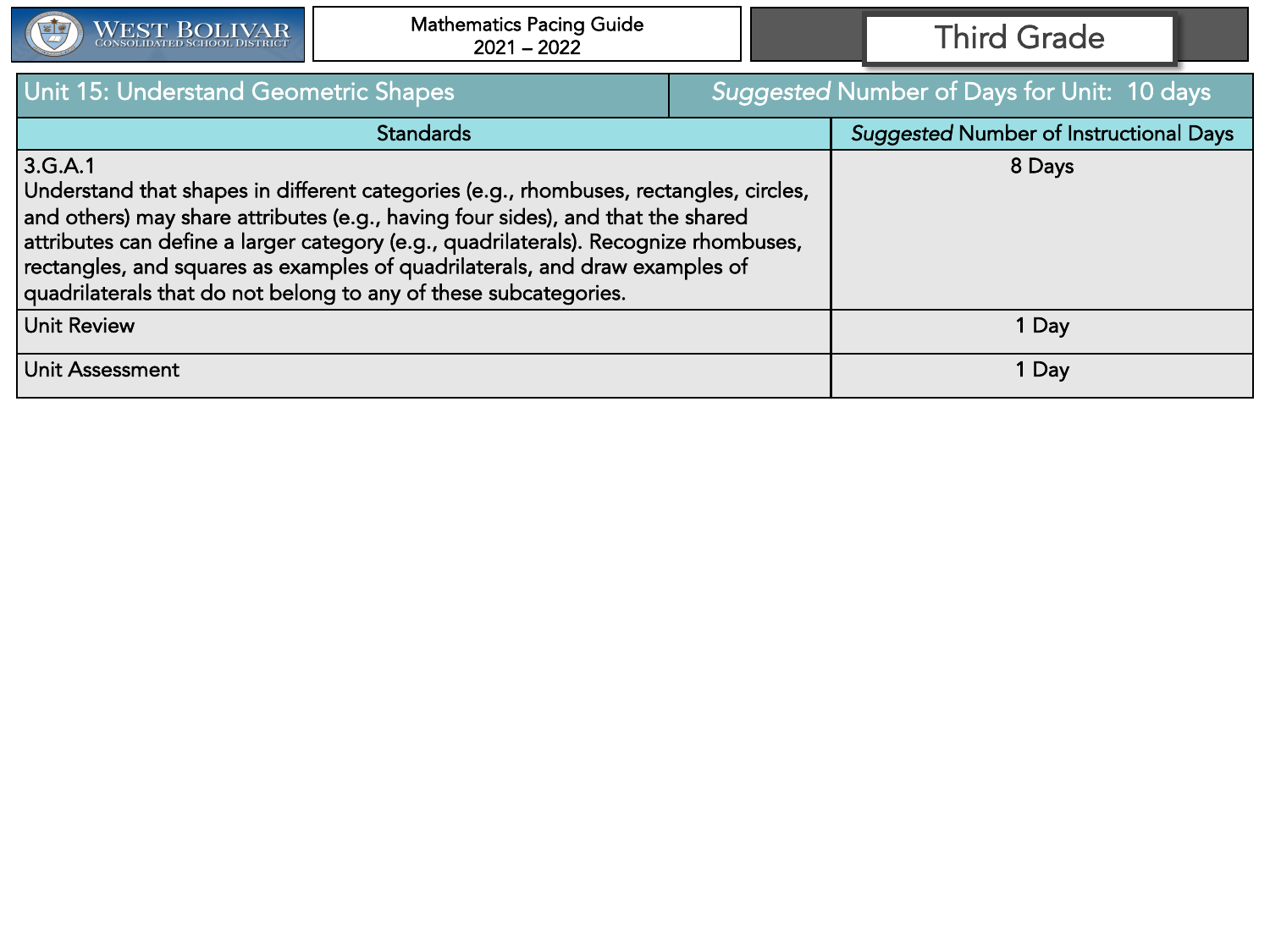| Unit 15: Understand Geometric Shapes | *Suggested* Number of Days for Unit: 10 days |
|---|---|
| **Standards** | ***Suggested*** **Number of Instructional Days** |
| 3.G.A.1<br>Understand that shapes in different categories (e.g., rhombuses, rectangles, circles, and others) may share attributes (e.g., having four sides), and that the shared attributes can define a larger category (e.g., quadrilaterals). Recognize rhombuses, rectangles, and squares as examples of quadrilaterals, and draw examples of quadrilaterals that do not belong to any of these subcategories. | 8 Days |
| Unit Review | 1 Day |
| Unit Assessment | 1 Day |